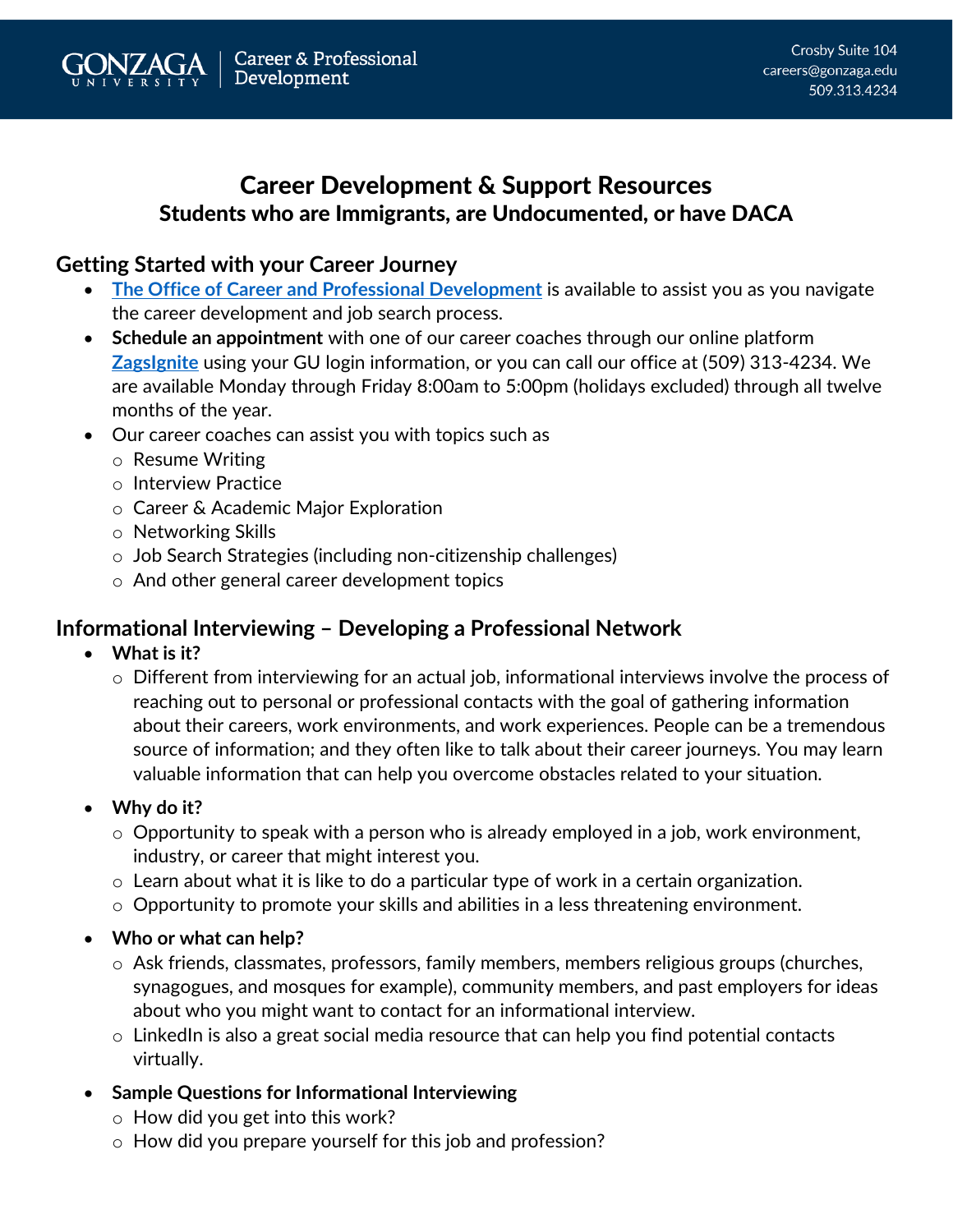Gonzaga University | Career & Professional Development

Crosby Suite 104
careers@gonzaga.edu
509.313.4234

# Career Development & Support Resources

## Students who are Immigrants, are Undocumented, or have DACA

### Getting Started with your Career Journey

- **The Office of Career and Professional Development** is available to assist you as you navigate the career development and job search process.
- **Schedule an appointment** with one of our career coaches through our online platform **ZagsIgnite** using your GU login information, or you can call our office at (509) 313-4234. We are available Monday through Friday 8:00am to 5:00pm (holidays excluded) through all twelve months of the year.
- Our career coaches can assist you with topics such as
  - Resume Writing
  - Interview Practice
  - Career & Academic Major Exploration
  - Networking Skills
  - Job Search Strategies (including non-citizenship challenges)
  - And other general career development topics

### Informational Interviewing – Developing a Professional Network

- **What is it?**
  - Different from interviewing for an actual job, informational interviews involve the process of reaching out to personal or professional contacts with the goal of gathering information about their careers, work environments, and work experiences. People can be a tremendous source of information; and they often like to talk about their career journeys. You may learn valuable information that can help you overcome obstacles related to your situation.
- **Why do it?**
  - Opportunity to speak with a person who is already employed in a job, work environment, industry, or career that might interest you.
  - Learn about what it is like to do a particular type of work in a certain organization.
  - Opportunity to promote your skills and abilities in a less threatening environment.
- **Who or what can help?**
  - Ask friends, classmates, professors, family members, members religious groups (churches, synagogues, and mosques for example), community members, and past employers for ideas about who you might want to contact for an informational interview.
  - LinkedIn is also a great social media resource that can help you find potential contacts virtually.
- **Sample Questions for Informational Interviewing**
  - How did you get into this work?
  - How did you prepare yourself for this job and profession?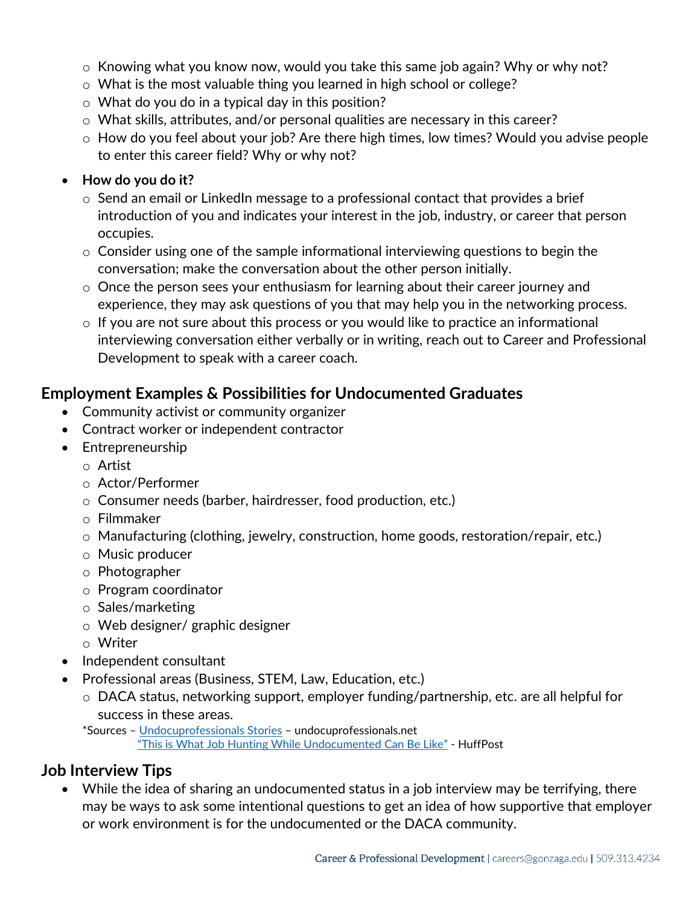- Knowing what you know now, would you take this same job again? Why or why not?
- What is the most valuable thing you learned in high school or college?
- What do you do in a typical day in this position?
- What skills, attributes, and/or personal qualities are necessary in this career?
- How do you feel about your job? Are there high times, low times? Would you advise people to enter this career field? Why or why not?

- **How do you do it?**
  - Send an email or LinkedIn message to a professional contact that provides a brief introduction of you and indicates your interest in the job, industry, or career that person occupies.
  - Consider using one of the sample informational interviewing questions to begin the conversation; make the conversation about the other person initially.
  - Once the person sees your enthusiasm for learning about their career journey and experience, they may ask questions of you that may help you in the networking process.
  - If you are not sure about this process or you would like to practice an informational interviewing conversation either verbally or in writing, reach out to Career and Professional Development to speak with a career coach.

## Employment Examples & Possibilities for Undocumented Graduates

- Community activist or community organizer
- Contract worker or independent contractor
- Entrepreneurship
  - Artist
  - Actor/Performer
  - Consumer needs (barber, hairdresser, food production, etc.)
  - Filmmaker
  - Manufacturing (clothing, jewelry, construction, home goods, restoration/repair, etc.)
  - Music producer
  - Photographer
  - Program coordinator
  - Sales/marketing
  - Web designer/ graphic designer
  - Writer
- Independent consultant
- Professional areas (Business, STEM, Law, Education, etc.)
  - DACA status, networking support, employer funding/partnership, etc. are all helpful for success in these areas.

*Sources – Undocuprofessionals Stories – undocuprofessionals.net
"This is What Job Hunting While Undocumented Can Be Like" - HuffPost

## Job Interview Tips

- While the idea of sharing an undocumented status in a job interview may be terrifying, there may be ways to ask some intentional questions to get an idea of how supportive that employer or work environment is for the undocumented or the DACA community.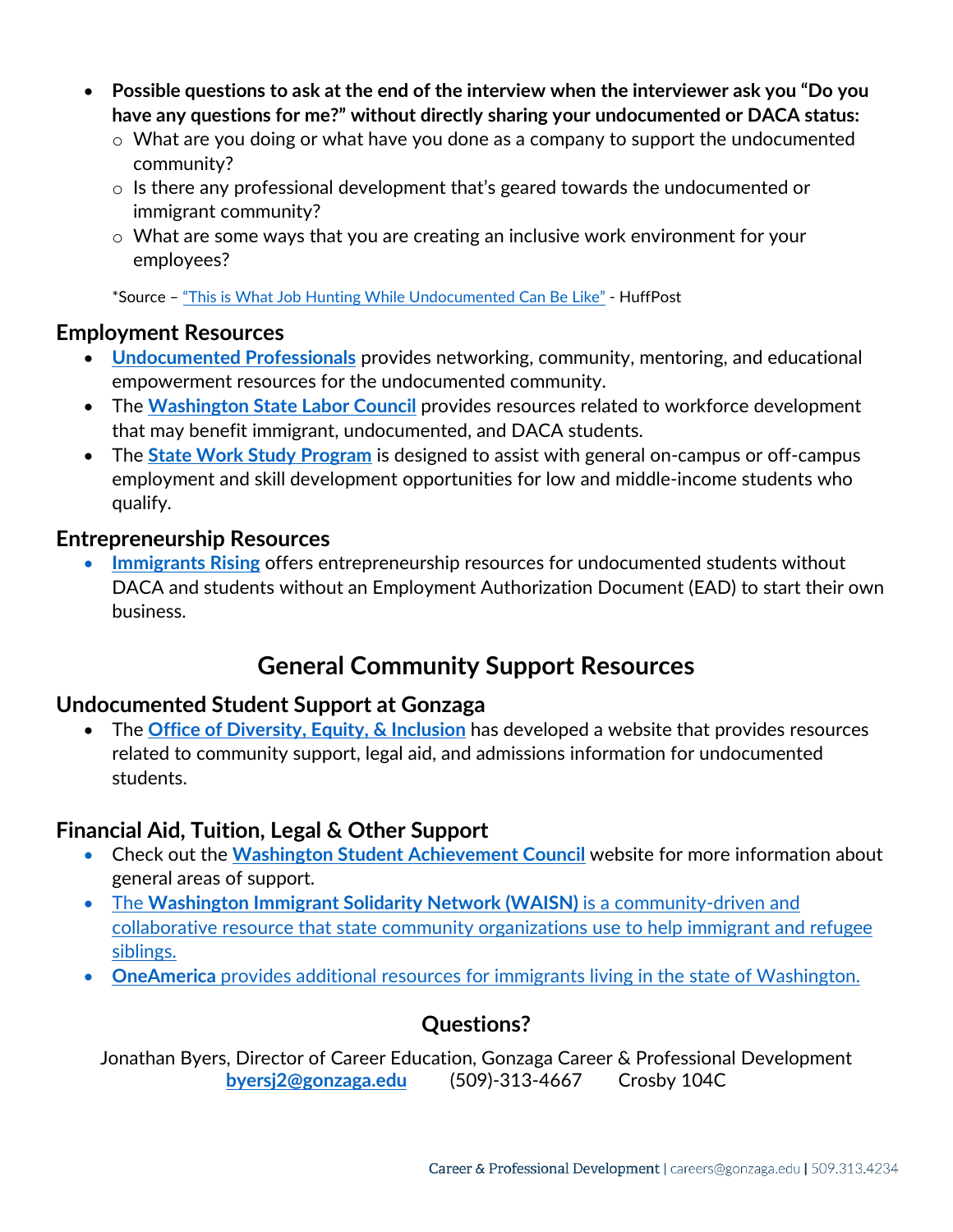- **Possible questions to ask at the end of the interview when the interviewer ask you "Do you have any questions for me?" without directly sharing your undocumented or DACA status:**
  - What are you doing or what have you done as a company to support the undocumented community?
  - Is there any professional development that's geared towards the undocumented or immigrant community?
  - What are some ways that you are creating an inclusive work environment for your employees?

*Source – "This is What Job Hunting While Undocumented Can Be Like" - HuffPost

### Employment Resources

- **Undocumented Professionals** provides networking, community, mentoring, and educational empowerment resources for the undocumented community.
- The **Washington State Labor Council** provides resources related to workforce development that may benefit immigrant, undocumented, and DACA students.
- The **State Work Study Program** is designed to assist with general on-campus or off-campus employment and skill development opportunities for low and middle-income students who qualify.

### Entrepreneurship Resources

- **Immigrants Rising** offers entrepreneurship resources for undocumented students without DACA and students without an Employment Authorization Document (EAD) to start their own business.

## General Community Support Resources

### Undocumented Student Support at Gonzaga

- The **Office of Diversity, Equity, & Inclusion** has developed a website that provides resources related to community support, legal aid, and admissions information for undocumented students.

### Financial Aid, Tuition, Legal & Other Support

- Check out the **Washington Student Achievement Council** website for more information about general areas of support.
- The **Washington Immigrant Solidarity Network (WAISN)** is a community-driven and collaborative resource that state community organizations use to help immigrant and refugee siblings.
- **OneAmerica** provides additional resources for immigrants living in the state of Washington.

## Questions?

Jonathan Byers, Director of Career Education, Gonzaga Career & Professional Development
**byersj2@gonzaga.edu** (509)-313-4667 Crosby 104C